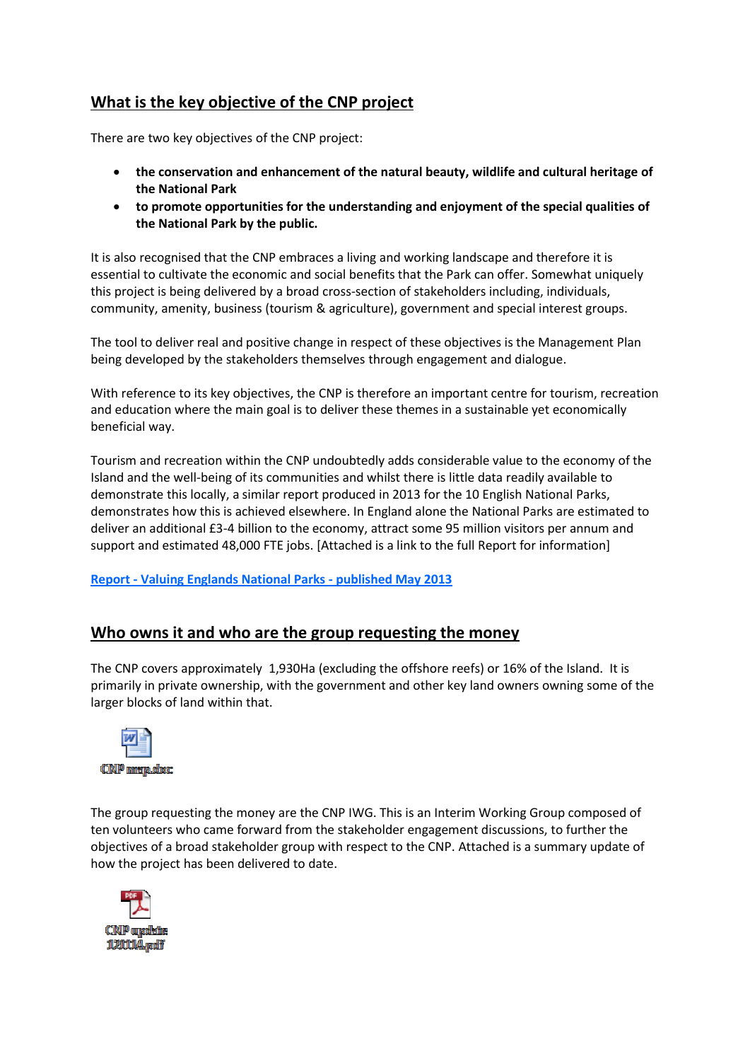## What is the key objective of the CNP project

There are two key objectives of the CNP project:

- **the conservation and enhancement of the natural beauty, wildlife and cultural heritage of the National Park**
- **to promote opportunities for the understanding and enjoyment of the special qualities of the National Park by the public.**

It is also recognised that the CNP embraces a living and working landscape and therefore it is essential to cultivate the economic and social benefits that the Park can offer. Somewhat uniquely this project is being delivered by a broad cross-section of stakeholders including, individuals, community, amenity, business (tourism & agriculture), government and special interest groups.

The tool to deliver real and positive change in respect of these objectives is the Management Plan being developed by the stakeholders themselves through engagement and dialogue.

With reference to its key objectives, the CNP is therefore an important centre for tourism, recreation and education where the main goal is to deliver these themes in a sustainable yet economically beneficial way.

Tourism and recreation within the CNP undoubtedly adds considerable value to the economy of the Island and the well-being of its communities and whilst there is little data readily available to demonstrate this locally, a similar report produced in 2013 for the 10 English National Parks, demonstrates how this is achieved elsewhere. In England alone the National Parks are estimated to deliver an additional £3-4 billion to the economy, attract some 95 million visitors per annum and support and estimated 48,000 FTE jobs. [Attached is a link to the full Report for information]

**Report - Valuing Englands National Parks - published May 2013**

## Who owns it and who are the group requesting the money

The CNP covers approximately 1,930Ha (excluding the offshore reefs) or 16% of the Island. It is primarily in private ownership, with the government and other key land owners owning some of the larger blocks of land within that.

CNP map.doc

The group requesting the money are the CNP IWG. This is an Interim Working Group composed of ten volunteers who came forward from the stakeholder engagement discussions, to further the objectives of a broad stakeholder group with respect to the CNP. Attached is a summary update of how the project has been delivered to date.

CNP update 120114.pdf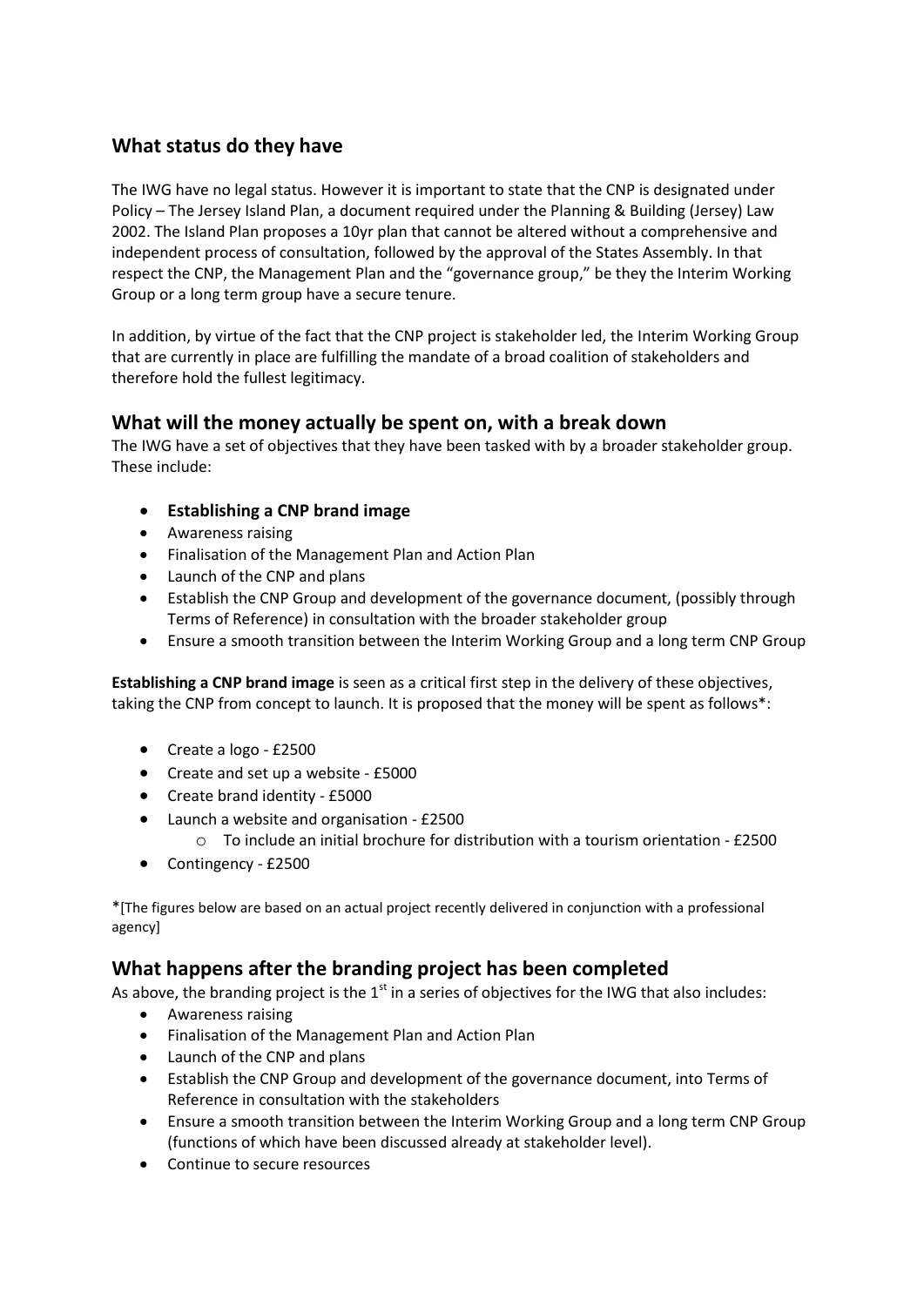## What status do they have

The IWG have no legal status. However it is important to state that the CNP is designated under Policy – The Jersey Island Plan, a document required under the Planning & Building (Jersey) Law 2002. The Island Plan proposes a 10yr plan that cannot be altered without a comprehensive and independent process of consultation, followed by the approval of the States Assembly. In that respect the CNP, the Management Plan and the "governance group," be they the Interim Working Group or a long term group have a secure tenure.

In addition, by virtue of the fact that the CNP project is stakeholder led, the Interim Working Group that are currently in place are fulfilling the mandate of a broad coalition of stakeholders and therefore hold the fullest legitimacy.

## What will the money actually be spent on, with a break down

The IWG have a set of objectives that they have been tasked with by a broader stakeholder group. These include:

- **Establishing a CNP brand image**
- Awareness raising
- Finalisation of the Management Plan and Action Plan
- Launch of the CNP and plans
- Establish the CNP Group and development of the governance document, (possibly through Terms of Reference) in consultation with the broader stakeholder group
- Ensure a smooth transition between the Interim Working Group and a long term CNP Group

**Establishing a CNP brand image** is seen as a critical first step in the delivery of these objectives, taking the CNP from concept to launch. It is proposed that the money will be spent as follows*:

- Create a logo - £2500
- Create and set up a website - £5000
- Create brand identity - £5000
- Launch a website and organisation - £2500
  - To include an initial brochure for distribution with a tourism orientation - £2500
- Contingency - £2500

*[The figures below are based on an actual project recently delivered in conjunction with a professional agency]

## What happens after the branding project has been completed

As above, the branding project is the 1st in a series of objectives for the IWG that also includes:

- Awareness raising
- Finalisation of the Management Plan and Action Plan
- Launch of the CNP and plans
- Establish the CNP Group and development of the governance document, into Terms of Reference in consultation with the stakeholders
- Ensure a smooth transition between the Interim Working Group and a long term CNP Group (functions of which have been discussed already at stakeholder level).
- Continue to secure resources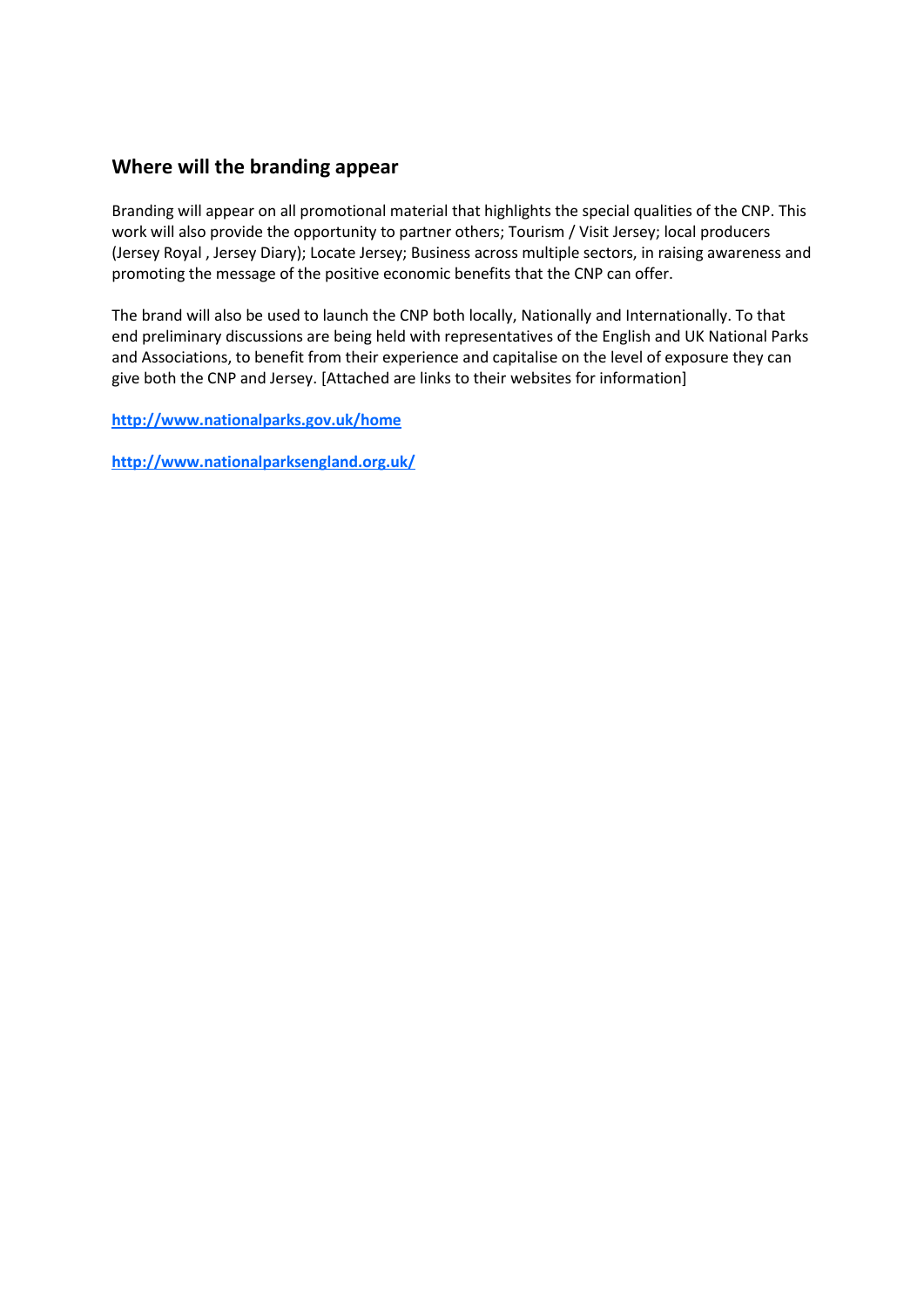## Where will the branding appear

Branding will appear on all promotional material that highlights the special qualities of the CNP. This work will also provide the opportunity to partner others; Tourism / Visit Jersey; local producers (Jersey Royal , Jersey Diary); Locate Jersey; Business across multiple sectors, in raising awareness and promoting the message of the positive economic benefits that the CNP can offer.

The brand will also be used to launch the CNP both locally, Nationally and Internationally. To that end preliminary discussions are being held with representatives of the English and UK National Parks and Associations, to benefit from their experience and capitalise on the level of exposure they can give both the CNP and Jersey. [Attached are links to their websites for information]

**[http://www.nationalparks.gov.uk/home](http://www.nationalparks.gov.uk/home)**

**[http://www.nationalparksengland.org.uk/](http://www.nationalparksengland.org.uk/)**